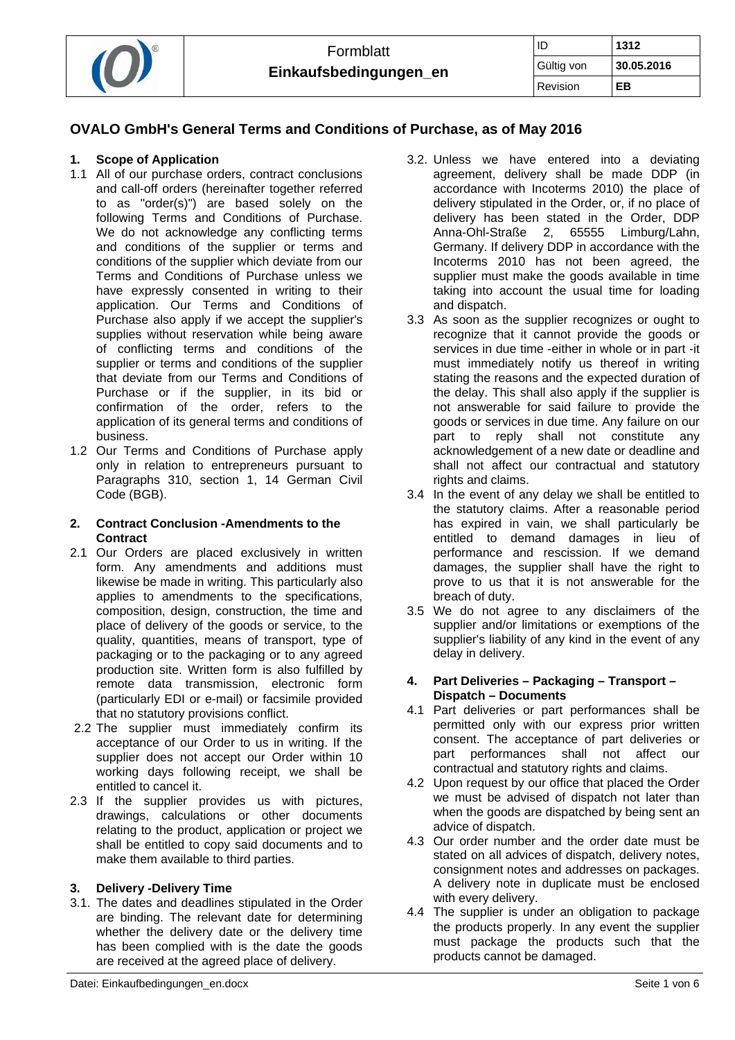# OVALO GmbH's General Terms and Conditions of Purchase, as of May 2016

## 1. Scope of Application

1.1 All of our purchase orders, contract conclusions and call-off orders (hereinafter together referred to as "order(s)") are based solely on the following Terms and Conditions of Purchase. We do not acknowledge any conflicting terms and conditions of the supplier or terms and conditions of the supplier which deviate from our Terms and Conditions of Purchase unless we have expressly consented in writing to their application. Our Terms and Conditions of Purchase also apply if we accept the supplier's supplies without reservation while being aware of conflicting terms and conditions of the supplier or terms and conditions of the supplier that deviate from our Terms and Conditions of Purchase or if the supplier, in its bid or confirmation of the order, refers to the application of its general terms and conditions of business.

1.2 Our Terms and Conditions of Purchase apply only in relation to entrepreneurs pursuant to Paragraphs 310, section 1, 14 German Civil Code (BGB).

## 2. Contract Conclusion -Amendments to the Contract

2.1 Our Orders are placed exclusively in written form. Any amendments and additions must likewise be made in writing. This particularly also applies to amendments to the specifications, composition, design, construction, the time and place of delivery of the goods or service, to the quality, quantities, means of transport, type of packaging or to the packaging or to any agreed production site. Written form is also fulfilled by remote data transmission, electronic form (particularly EDI or e-mail) or facsimile provided that no statutory provisions conflict.

2.2 The supplier must immediately confirm its acceptance of our Order to us in writing. If the supplier does not accept our Order within 10 working days following receipt, we shall be entitled to cancel it.

2.3 If the supplier provides us with pictures, drawings, calculations or other documents relating to the product, application or project we shall be entitled to copy said documents and to make them available to third parties.

## 3. Delivery -Delivery Time

3.1. The dates and deadlines stipulated in the Order are binding. The relevant date for determining whether the delivery date or the delivery time has been complied with is the date the goods are received at the agreed place of delivery.

3.2. Unless we have entered into a deviating agreement, delivery shall be made DDP (in accordance with Incoterms 2010) the place of delivery stipulated in the Order, or, if no place of delivery has been stated in the Order, DDP Anna-Ohl-Straße 2, 65555 Limburg/Lahn, Germany. If delivery DDP in accordance with the Incoterms 2010 has not been agreed, the supplier must make the goods available in time taking into account the usual time for loading and dispatch.

3.3 As soon as the supplier recognizes or ought to recognize that it cannot provide the goods or services in due time -either in whole or in part -it must immediately notify us thereof in writing stating the reasons and the expected duration of the delay. This shall also apply if the supplier is not answerable for said failure to provide the goods or services in due time. Any failure on our part to reply shall not constitute any acknowledgement of a new date or deadline and shall not affect our contractual and statutory rights and claims.

3.4 In the event of any delay we shall be entitled to the statutory claims. After a reasonable period has expired in vain, we shall particularly be entitled to demand damages in lieu of performance and rescission. If we demand damages, the supplier shall have the right to prove to us that it is not answerable for the breach of duty.

3.5 We do not agree to any disclaimers of the supplier and/or limitations or exemptions of the supplier's liability of any kind in the event of any delay in delivery.

## 4. Part Deliveries – Packaging – Transport – Dispatch – Documents

4.1 Part deliveries or part performances shall be permitted only with our express prior written consent. The acceptance of part deliveries or part performances shall not affect our contractual and statutory rights and claims.

4.2 Upon request by our office that placed the Order we must be advised of dispatch not later than when the goods are dispatched by being sent an advice of dispatch.

4.3 Our order number and the order date must be stated on all advices of dispatch, delivery notes, consignment notes and addresses on packages. A delivery note in duplicate must be enclosed with every delivery.

4.4 The supplier is under an obligation to package the products properly. In any event the supplier must package the products such that the products cannot be damaged.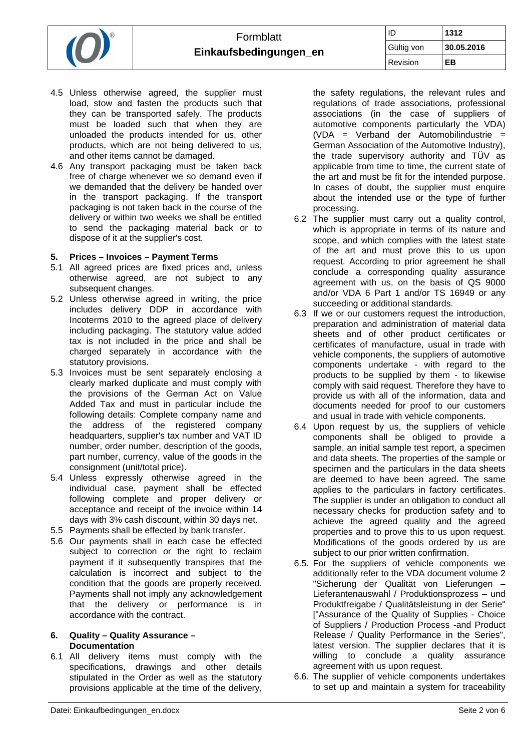4.5 Unless otherwise agreed, the supplier must load, stow and fasten the products such that they can be transported safely. The products must be loaded such that when they are unloaded the products intended for us, other products, which are not being delivered to us, and other items cannot be damaged.

4.6 Any transport packaging must be taken back free of charge whenever we so demand even if we demanded that the delivery be handed over in the transport packaging. If the transport packaging is not taken back in the course of the delivery or within two weeks we shall be entitled to send the packaging material back or to dispose of it at the supplier's cost.

## 5. Prices – Invoices – Payment Terms

5.1 All agreed prices are fixed prices and, unless otherwise agreed, are not subject to any subsequent changes.

5.2 Unless otherwise agreed in writing, the price includes delivery DDP in accordance with Incoterms 2010 to the agreed place of delivery including packaging. The statutory value added tax is not included in the price and shall be charged separately in accordance with the statutory provisions.

5.3 Invoices must be sent separately enclosing a clearly marked duplicate and must comply with the provisions of the German Act on Value Added Tax and must in particular include the following details: Complete company name and the address of the registered company headquarters, supplier's tax number and VAT ID number, order number, description of the goods, part number, currency, value of the goods in the consignment (unit/total price).

5.4 Unless expressly otherwise agreed in the individual case, payment shall be effected following complete and proper delivery or acceptance and receipt of the invoice within 14 days with 3% cash discount, within 30 days net.

5.5 Payments shall be effected by bank transfer.

5.6 Our payments shall in each case be effected subject to correction or the right to reclaim payment if it subsequently transpires that the calculation is incorrect and subject to the condition that the goods are properly received. Payments shall not imply any acknowledgement that the delivery or performance is in accordance with the contract.

## 6. Quality – Quality Assurance – Documentation

6.1 All delivery items must comply with the specifications, drawings and other details stipulated in the Order as well as the statutory provisions applicable at the time of the delivery, the safety regulations, the relevant rules and regulations of trade associations, professional associations (in the case of suppliers of automotive components particularly the VDA) (VDA = Verband der Automobilindustrie = German Association of the Automotive Industry), the trade supervisory authority and TÜV as applicable from time to time, the current state of the art and must be fit for the intended purpose. In cases of doubt, the supplier must enquire about the intended use or the type of further processing.

6.2 The supplier must carry out a quality control, which is appropriate in terms of its nature and scope, and which complies with the latest state of the art and must prove this to us upon request. According to prior agreement he shall conclude a corresponding quality assurance agreement with us, on the basis of QS 9000 and/or VDA 6 Part 1 and/or TS 16949 or any succeeding or additional standards.

6.3 If we or our customers request the introduction, preparation and administration of material data sheets and of other product certificates or certificates of manufacture, usual in trade with vehicle components, the suppliers of automotive components undertake - with regard to the products to be supplied by them - to likewise comply with said request. Therefore they have to provide us with all of the information, data and documents needed for proof to our customers and usual in trade with vehicle components.

6.4 Upon request by us, the suppliers of vehicle components shall be obliged to provide a sample, an initial sample test report, a specimen and data sheets. The properties of the sample or specimen and the particulars in the data sheets are deemed to have been agreed. The same applies to the particulars in factory certificates. The supplier is under an obligation to conduct all necessary checks for production safety and to achieve the agreed quality and the agreed properties and to prove this to us upon request. Modifications of the goods ordered by us are subject to our prior written confirmation.

6.5. For the suppliers of vehicle components we additionally refer to the VDA document volume 2 "Sicherung der Qualität von Lieferungen – Lieferantenauswahl / Produktionsprozess – und Produktfreigabe / Qualitätsleistung in der Serie" ["Assurance of the Quality of Supplies - Choice of Suppliers / Production Process -and Product Release / Quality Performance in the Series", latest version. The supplier declares that it is willing to conclude a quality assurance agreement with us upon request.

6.6. The supplier of vehicle components undertakes to set up and maintain a system for traceability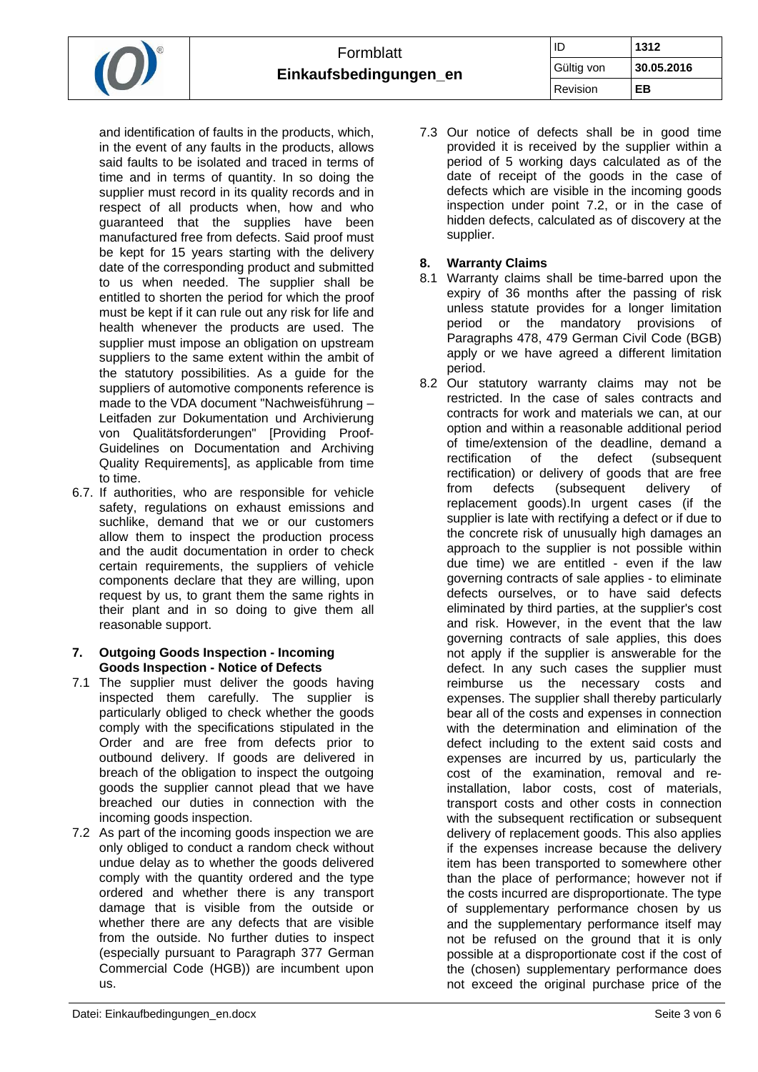and identification of faults in the products, which, in the event of any faults in the products, allows said faults to be isolated and traced in terms of time and in terms of quantity. In so doing the supplier must record in its quality records and in respect of all products when, how and who guaranteed that the supplies have been manufactured free from defects. Said proof must be kept for 15 years starting with the delivery date of the corresponding product and submitted to us when needed. The supplier shall be entitled to shorten the period for which the proof must be kept if it can rule out any risk for life and health whenever the products are used. The supplier must impose an obligation on upstream suppliers to the same extent within the ambit of the statutory possibilities. As a guide for the suppliers of automotive components reference is made to the VDA document "Nachweisführung – Leitfaden zur Dokumentation und Archivierung von Qualitätsforderungen" [Providing Proof- Guidelines on Documentation and Archiving Quality Requirements], as applicable from time to time.

6.7. If authorities, who are responsible for vehicle safety, regulations on exhaust emissions and suchlike, demand that we or our customers allow them to inspect the production process and the audit documentation in order to check certain requirements, the suppliers of vehicle components declare that they are willing, upon request by us, to grant them the same rights in their plant and in so doing to give them all reasonable support.

## 7. Outgoing Goods Inspection - Incoming Goods Inspection - Notice of Defects

7.1 The supplier must deliver the goods having inspected them carefully. The supplier is particularly obliged to check whether the goods comply with the specifications stipulated in the Order and are free from defects prior to outbound delivery. If goods are delivered in breach of the obligation to inspect the outgoing goods the supplier cannot plead that we have breached our duties in connection with the incoming goods inspection.

7.2 As part of the incoming goods inspection we are only obliged to conduct a random check without undue delay as to whether the goods delivered comply with the quantity ordered and the type ordered and whether there is any transport damage that is visible from the outside or whether there are any defects that are visible from the outside. No further duties to inspect (especially pursuant to Paragraph 377 German Commercial Code (HGB)) are incumbent upon us.

7.3 Our notice of defects shall be in good time provided it is received by the supplier within a period of 5 working days calculated as of the date of receipt of the goods in the case of defects which are visible in the incoming goods inspection under point 7.2, or in the case of hidden defects, calculated as of discovery at the supplier.

## 8. Warranty Claims

8.1 Warranty claims shall be time-barred upon the expiry of 36 months after the passing of risk unless statute provides for a longer limitation period or the mandatory provisions of Paragraphs 478, 479 German Civil Code (BGB) apply or we have agreed a different limitation period.

8.2 Our statutory warranty claims may not be restricted. In the case of sales contracts and contracts for work and materials we can, at our option and within a reasonable additional period of time/extension of the deadline, demand a rectification of the defect (subsequent rectification) or delivery of goods that are free from defects (subsequent delivery of replacement goods).In urgent cases (if the supplier is late with rectifying a defect or if due to the concrete risk of unusually high damages an approach to the supplier is not possible within due time) we are entitled - even if the law governing contracts of sale applies - to eliminate defects ourselves, or to have said defects eliminated by third parties, at the supplier's cost and risk. However, in the event that the law governing contracts of sale applies, this does not apply if the supplier is answerable for the defect. In any such cases the supplier must reimburse us the necessary costs and expenses. The supplier shall thereby particularly bear all of the costs and expenses in connection with the determination and elimination of the defect including to the extent said costs and expenses are incurred by us, particularly the cost of the examination, removal and re-installation, labor costs, cost of materials, transport costs and other costs in connection with the subsequent rectification or subsequent delivery of replacement goods. This also applies if the expenses increase because the delivery item has been transported to somewhere other than the place of performance; however not if the costs incurred are disproportionate. The type of supplementary performance chosen by us and the supplementary performance itself may not be refused on the ground that it is only possible at a disproportionate cost if the cost of the (chosen) supplementary performance does not exceed the original purchase price of the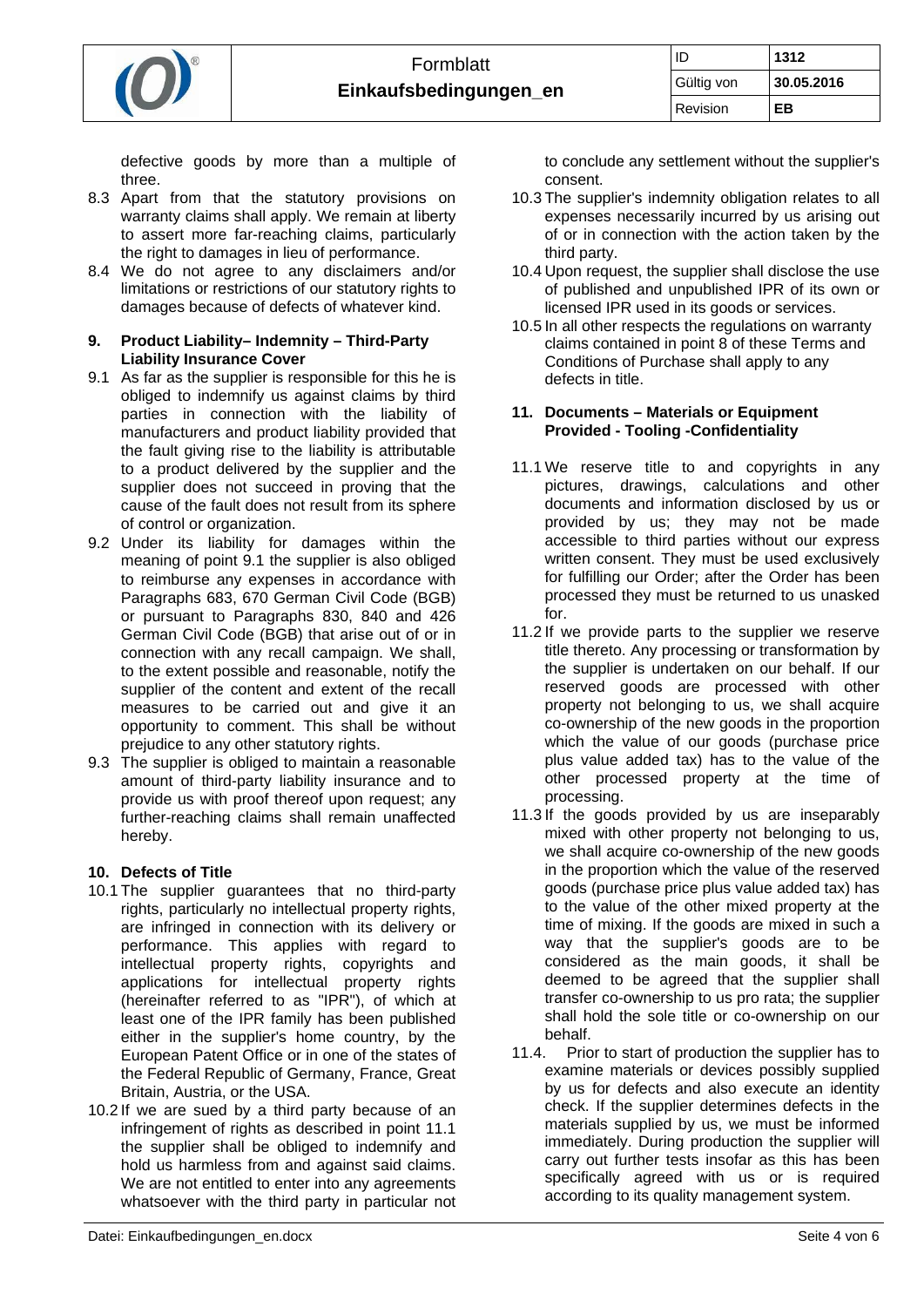defective goods by more than a multiple of three.

8.3 Apart from that the statutory provisions on warranty claims shall apply. We remain at liberty to assert more far-reaching claims, particularly the right to damages in lieu of performance.

8.4 We do not agree to any disclaimers and/or limitations or restrictions of our statutory rights to damages because of defects of whatever kind.

### 9. Product Liability– Indemnity – Third-Party Liability Insurance Cover

9.1 As far as the supplier is responsible for this he is obliged to indemnify us against claims by third parties in connection with the liability of manufacturers and product liability provided that the fault giving rise to the liability is attributable to a product delivered by the supplier and the supplier does not succeed in proving that the cause of the fault does not result from its sphere of control or organization.

9.2 Under its liability for damages within the meaning of point 9.1 the supplier is also obliged to reimburse any expenses in accordance with Paragraphs 683, 670 German Civil Code (BGB) or pursuant to Paragraphs 830, 840 and 426 German Civil Code (BGB) that arise out of or in connection with any recall campaign. We shall, to the extent possible and reasonable, notify the supplier of the content and extent of the recall measures to be carried out and give it an opportunity to comment. This shall be without prejudice to any other statutory rights.

9.3 The supplier is obliged to maintain a reasonable amount of third-party liability insurance and to provide us with proof thereof upon request; any further-reaching claims shall remain unaffected hereby.

### 10. Defects of Title

10.1 The supplier guarantees that no third-party rights, particularly no intellectual property rights, are infringed in connection with its delivery or performance. This applies with regard to intellectual property rights, copyrights and applications for intellectual property rights (hereinafter referred to as "IPR"), of which at least one of the IPR family has been published either in the supplier's home country, by the European Patent Office or in one of the states of the Federal Republic of Germany, France, Great Britain, Austria, or the USA.

10.2 If we are sued by a third party because of an infringement of rights as described in point 11.1 the supplier shall be obliged to indemnify and hold us harmless from and against said claims. We are not entitled to enter into any agreements whatsoever with the third party in particular not to conclude any settlement without the supplier's consent.

10.3 The supplier's indemnity obligation relates to all expenses necessarily incurred by us arising out of or in connection with the action taken by the third party.

10.4 Upon request, the supplier shall disclose the use of published and unpublished IPR of its own or licensed IPR used in its goods or services.

10.5 In all other respects the regulations on warranty claims contained in point 8 of these Terms and Conditions of Purchase shall apply to any defects in title.

### 11. Documents – Materials or Equipment Provided - Tooling -Confidentiality

11.1 We reserve title to and copyrights in any pictures, drawings, calculations and other documents and information disclosed by us or provided by us; they may not be made accessible to third parties without our express written consent. They must be used exclusively for fulfilling our Order; after the Order has been processed they must be returned to us unasked for.

11.2 If we provide parts to the supplier we reserve title thereto. Any processing or transformation by the supplier is undertaken on our behalf. If our reserved goods are processed with other property not belonging to us, we shall acquire co-ownership of the new goods in the proportion which the value of our goods (purchase price plus value added tax) has to the value of the other processed property at the time of processing.

11.3 If the goods provided by us are inseparably mixed with other property not belonging to us, we shall acquire co-ownership of the new goods in the proportion which the value of the reserved goods (purchase price plus value added tax) has to the value of the other mixed property at the time of mixing. If the goods are mixed in such a way that the supplier's goods are to be considered as the main goods, it shall be deemed to be agreed that the supplier shall transfer co-ownership to us pro rata; the supplier shall hold the sole title or co-ownership on our behalf.

11.4. Prior to start of production the supplier has to examine materials or devices possibly supplied by us for defects and also execute an identity check. If the supplier determines defects in the materials supplied by us, we must be informed immediately. During production the supplier will carry out further tests insofar as this has been specifically agreed with us or is required according to its quality management system.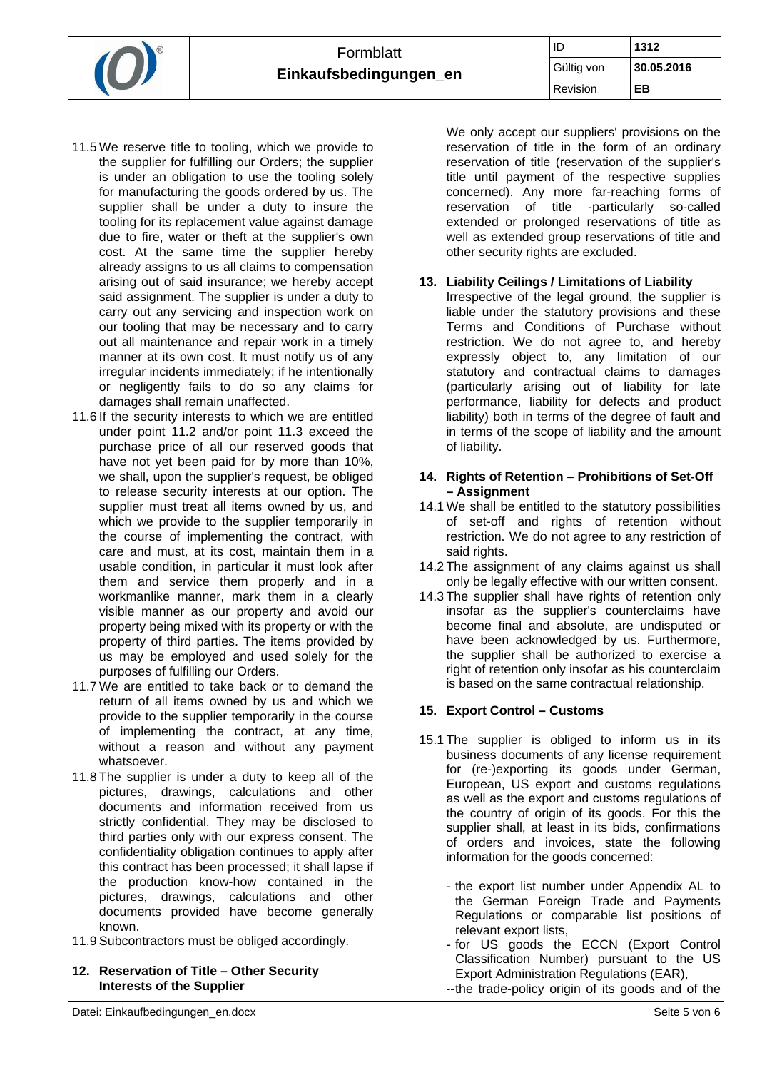11.5 We reserve title to tooling, which we provide to the supplier for fulfilling our Orders; the supplier is under an obligation to use the tooling solely for manufacturing the goods ordered by us. The supplier shall be under a duty to insure the tooling for its replacement value against damage due to fire, water or theft at the supplier's own cost. At the same time the supplier hereby already assigns to us all claims to compensation arising out of said insurance; we hereby accept said assignment. The supplier is under a duty to carry out any servicing and inspection work on our tooling that may be necessary and to carry out all maintenance and repair work in a timely manner at its own cost. It must notify us of any irregular incidents immediately; if he intentionally or negligently fails to do so any claims for damages shall remain unaffected.

11.6 If the security interests to which we are entitled under point 11.2 and/or point 11.3 exceed the purchase price of all our reserved goods that have not yet been paid for by more than 10%, we shall, upon the supplier's request, be obliged to release security interests at our option. The supplier must treat all items owned by us, and which we provide to the supplier temporarily in the course of implementing the contract, with care and must, at its cost, maintain them in a usable condition, in particular it must look after them and service them properly and in a workmanlike manner, mark them in a clearly visible manner as our property and avoid our property being mixed with its property or with the property of third parties. The items provided by us may be employed and used solely for the purposes of fulfilling our Orders.

11.7 We are entitled to take back or to demand the return of all items owned by us and which we provide to the supplier temporarily in the course of implementing the contract, at any time, without a reason and without any payment whatsoever.

11.8 The supplier is under a duty to keep all of the pictures, drawings, calculations and other documents and information received from us strictly confidential. They may be disclosed to third parties only with our express consent. The confidentiality obligation continues to apply after this contract has been processed; it shall lapse if the production know-how contained in the pictures, drawings, calculations and other documents provided have become generally known.

11.9 Subcontractors must be obliged accordingly.

**12. Reservation of Title – Other Security Interests of the Supplier**

We only accept our suppliers' provisions on the reservation of title in the form of an ordinary reservation of title (reservation of the supplier's title until payment of the respective supplies concerned). Any more far-reaching forms of reservation of title -particularly so-called extended or prolonged reservations of title as well as extended group reservations of title and other security rights are excluded.

**13. Liability Ceilings / Limitations of Liability**

Irrespective of the legal ground, the supplier is liable under the statutory provisions and these Terms and Conditions of Purchase without restriction. We do not agree to, and hereby expressly object to, any limitation of our statutory and contractual claims to damages (particularly arising out of liability for late performance, liability for defects and product liability) both in terms of the degree of fault and in terms of the scope of liability and the amount of liability.

**14. Rights of Retention – Prohibitions of Set-Off – Assignment**

14.1 We shall be entitled to the statutory possibilities of set-off and rights of retention without restriction. We do not agree to any restriction of said rights.

14.2 The assignment of any claims against us shall only be legally effective with our written consent.

14.3 The supplier shall have rights of retention only insofar as the supplier's counterclaims have become final and absolute, are undisputed or have been acknowledged by us. Furthermore, the supplier shall be authorized to exercise a right of retention only insofar as his counterclaim is based on the same contractual relationship.

**15. Export Control – Customs**

15.1 The supplier is obliged to inform us in its business documents of any license requirement for (re-)exporting its goods under German, European, US export and customs regulations as well as the export and customs regulations of the country of origin of its goods. For this the supplier shall, at least in its bids, confirmations of orders and invoices, state the following information for the goods concerned:

- the export list number under Appendix AL to the German Foreign Trade and Payments Regulations or comparable list positions of relevant export lists,
- for US goods the ECCN (Export Control Classification Number) pursuant to the US Export Administration Regulations (EAR),
- -the trade-policy origin of its goods and of the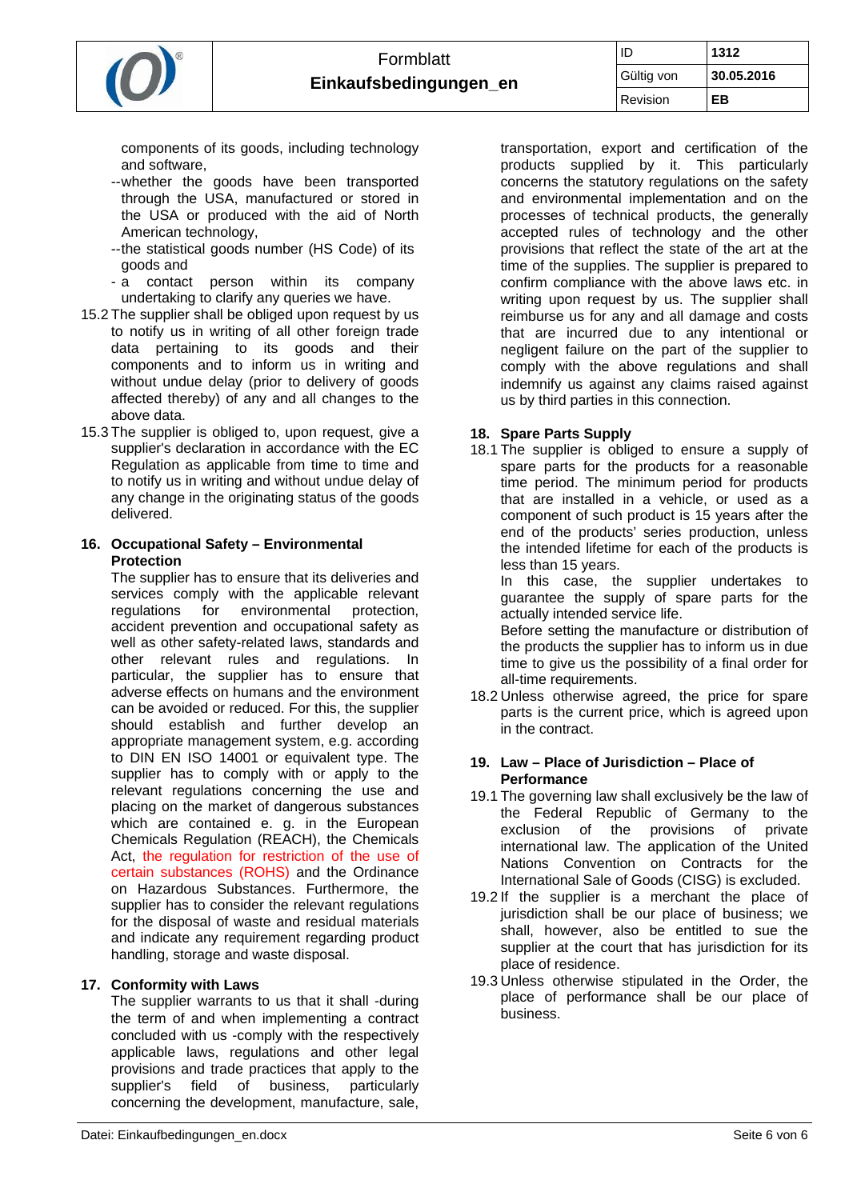components of its goods, including technology and software,

- -whether the goods have been transported through the USA, manufactured or stored in the USA or produced with the aid of North American technology,
- -the statistical goods number (HS Code) of its goods and
- a contact person within its company undertaking to clarify any queries we have.

15.2 The supplier shall be obliged upon request by us to notify us in writing of all other foreign trade data pertaining to its goods and their components and to inform us in writing and without undue delay (prior to delivery of goods affected thereby) of any and all changes to the above data.

15.3 The supplier is obliged to, upon request, give a supplier's declaration in accordance with the EC Regulation as applicable from time to time and to notify us in writing and without undue delay of any change in the originating status of the goods delivered.

## 16. Occupational Safety – Environmental Protection

The supplier has to ensure that its deliveries and services comply with the applicable relevant regulations for environmental protection, accident prevention and occupational safety as well as other safety-related laws, standards and other relevant rules and regulations. In particular, the supplier has to ensure that adverse effects on humans and the environment can be avoided or reduced. For this, the supplier should establish and further develop an appropriate management system, e.g. according to DIN EN ISO 14001 or equivalent type. The supplier has to comply with or apply to the relevant regulations concerning the use and placing on the market of dangerous substances which are contained e. g. in the European Chemicals Regulation (REACH), the Chemicals Act, the regulation for restriction of the use of certain substances (ROHS) and the Ordinance on Hazardous Substances. Furthermore, the supplier has to consider the relevant regulations for the disposal of waste and residual materials and indicate any requirement regarding product handling, storage and waste disposal.

## 17. Conformity with Laws

The supplier warrants to us that it shall -during the term of and when implementing a contract concluded with us -comply with the respectively applicable laws, regulations and other legal provisions and trade practices that apply to the supplier's field of business, particularly concerning the development, manufacture, sale, transportation, export and certification of the products supplied by it. This particularly concerns the statutory regulations on the safety and environmental implementation and on the processes of technical products, the generally accepted rules of technology and the other provisions that reflect the state of the art at the time of the supplies. The supplier is prepared to confirm compliance with the above laws etc. in writing upon request by us. The supplier shall reimburse us for any and all damage and costs that are incurred due to any intentional or negligent failure on the part of the supplier to comply with the above regulations and shall indemnify us against any claims raised against us by third parties in this connection.

## 18. Spare Parts Supply

18.1 The supplier is obliged to ensure a supply of spare parts for the products for a reasonable time period. The minimum period for products that are installed in a vehicle, or used as a component of such product is 15 years after the end of the products' series production, unless the intended lifetime for each of the products is less than 15 years.
In this case, the supplier undertakes to guarantee the supply of spare parts for the actually intended service life.
Before setting the manufacture or distribution of the products the supplier has to inform us in due time to give us the possibility of a final order for all-time requirements.

18.2 Unless otherwise agreed, the price for spare parts is the current price, which is agreed upon in the contract.

## 19. Law – Place of Jurisdiction – Place of Performance

19.1 The governing law shall exclusively be the law of the Federal Republic of Germany to the exclusion of the provisions of private international law. The application of the United Nations Convention on Contracts for the International Sale of Goods (CISG) is excluded.

19.2 If the supplier is a merchant the place of jurisdiction shall be our place of business; we shall, however, also be entitled to sue the supplier at the court that has jurisdiction for its place of residence.

19.3 Unless otherwise stipulated in the Order, the place of performance shall be our place of business.